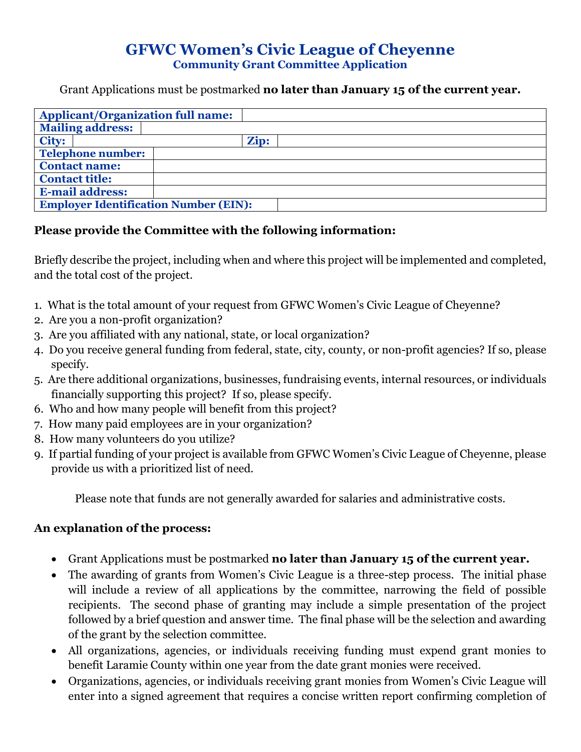# GFWC Women's Civic League of Cheyenne

## Community Grant Committee Application

Grant Applications must be postmarked **no later than January 15 of the current year.**

| | | | |
|---|---|---|---|
| **Applicant/Organization full name:** | | | |
| **Mailing address:** | | | |
| **City:** | | **Zip:** | |
| **Telephone number:** | | | |
| **Contact name:** | | | |
| **Contact title:** | | | |
| **E-mail address:** | | | |
| **Employer Identification Number (EIN):** | | | |

**Please provide the Committee with the following information:**

Briefly describe the project, including when and where this project will be implemented and completed, and the total cost of the project.

1. What is the total amount of your request from GFWC Women's Civic League of Cheyenne?
2. Are you a non-profit organization?
3. Are you affiliated with any national, state, or local organization?
4. Do you receive general funding from federal, state, city, county, or non-profit agencies? If so, please specify.
5. Are there additional organizations, businesses, fundraising events, internal resources, or individuals financially supporting this project? If so, please specify.
6. Who and how many people will benefit from this project?
7. How many paid employees are in your organization?
8. How many volunteers do you utilize?
9. If partial funding of your project is available from GFWC Women's Civic League of Cheyenne, please provide us with a prioritized list of need.

Please note that funds are not generally awarded for salaries and administrative costs.

**An explanation of the process:**

- Grant Applications must be postmarked **no later than January 15 of the current year.**
- The awarding of grants from Women's Civic League is a three-step process. The initial phase will include a review of all applications by the committee, narrowing the field of possible recipients. The second phase of granting may include a simple presentation of the project followed by a brief question and answer time. The final phase will be the selection and awarding of the grant by the selection committee.
- All organizations, agencies, or individuals receiving funding must expend grant monies to benefit Laramie County within one year from the date grant monies were received.
- Organizations, agencies, or individuals receiving grant monies from Women's Civic League will enter into a signed agreement that requires a concise written report confirming completion of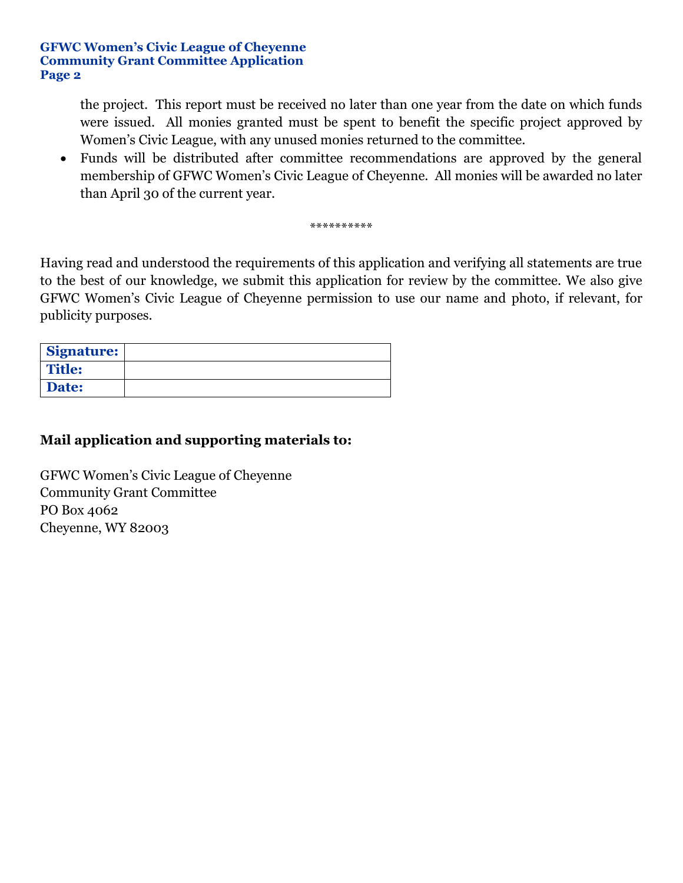the project. This report must be received no later than one year from the date on which funds were issued. All monies granted must be spent to benefit the specific project approved by Women's Civic League, with any unused monies returned to the committee.

- Funds will be distributed after committee recommendations are approved by the general membership of GFWC Women's Civic League of Cheyenne. All monies will be awarded no later than April 30 of the current year.

**********

Having read and understood the requirements of this application and verifying all statements are true to the best of our knowledge, we submit this application for review by the committee. We also give GFWC Women's Civic League of Cheyenne permission to use our name and photo, if relevant, for publicity purposes.

| | |
|---|---|
| **Signature:** | |
| **Title:** | |
| **Date:** | |

**Mail application and supporting materials to:**

GFWC Women's Civic League of Cheyenne
Community Grant Committee
PO Box 4062
Cheyenne, WY 82003